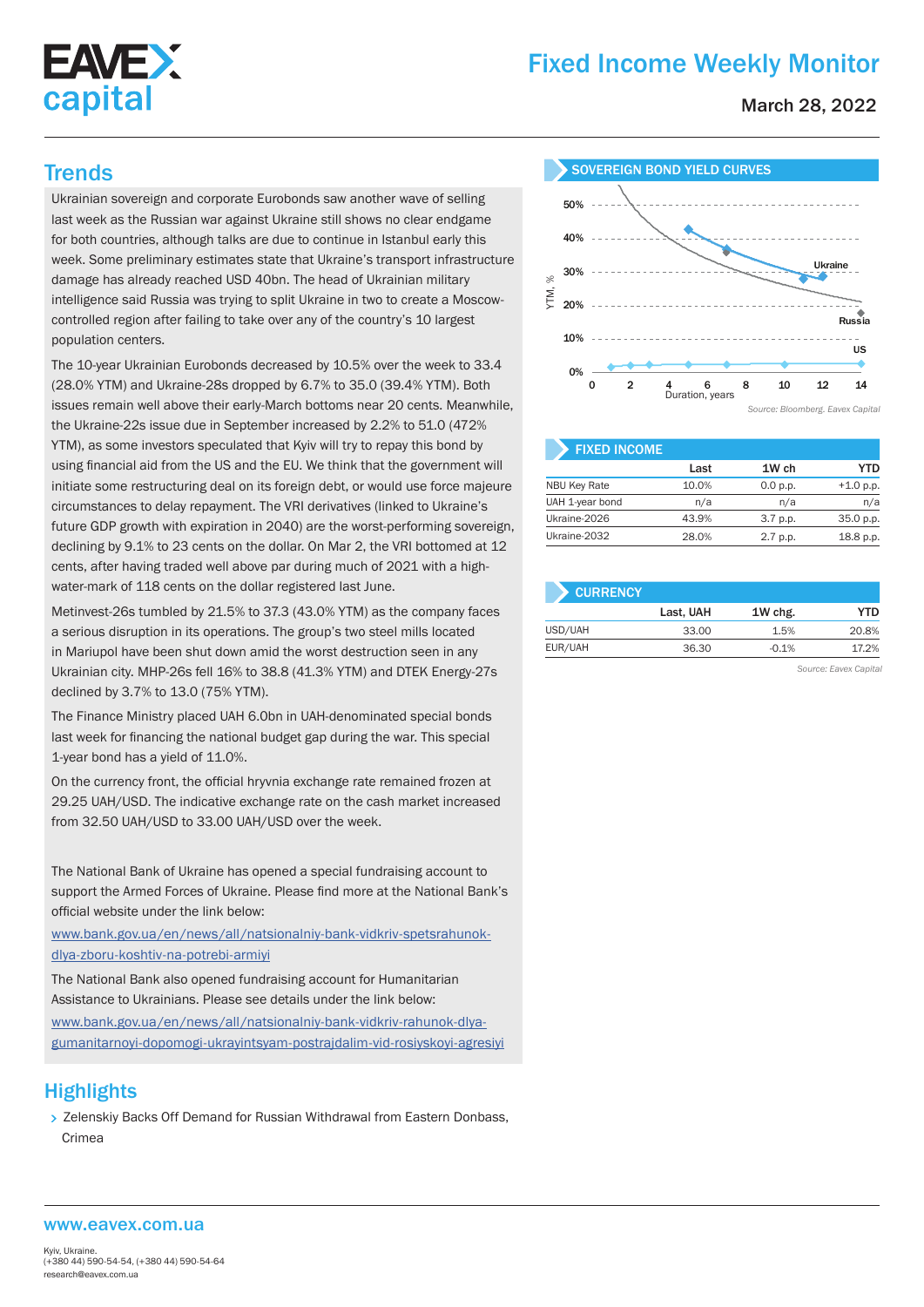# EAVEX capital

# Fixed Income Weekly Monitor

March 28, 2022

## Trends

Ukrainian sovereign and corporate Eurobonds saw another wave of selling last week as the Russian war against Ukraine still shows no clear endgame for both countries, although talks are due to continue in Istanbul early this week. Some preliminary estimates state that Ukraine's transport infrastructure damage has already reached USD 40bn. The head of Ukrainian military intelligence said Russia was trying to split Ukraine in two to create a Moscow-controlled region after failing to take over any of the country's 10 largest population centers.

The 10-year Ukrainian Eurobonds decreased by 10.5% over the week to 33.4 (28.0% YTM) and Ukraine-28s dropped by 6.7% to 35.0 (39.4% YTM). Both issues remain well above their early-March bottoms near 20 cents. Meanwhile, the Ukraine-22s issue due in September increased by 2.2% to 51.0 (472% YTM), as some investors speculated that Kyiv will try to repay this bond by using financial aid from the US and the EU. We think that the government will initiate some restructuring deal on its foreign debt, or would use force majeure circumstances to delay repayment. The VRI derivatives (linked to Ukraine's future GDP growth with expiration in 2040) are the worst-performing sovereign, declining by 9.1% to 23 cents on the dollar. On Mar 2, the VRI bottomed at 12 cents, after having traded well above par during much of 2021 with a high-water-mark of 118 cents on the dollar registered last June.

Metinvest-26s tumbled by 21.5% to 37.3 (43.0% YTM) as the company faces a serious disruption in its operations. The group's two steel mills located in Mariupol have been shut down amid the worst destruction seen in any Ukrainian city. MHP-26s fell 16% to 38.8 (41.3% YTM) and DTEK Energy-27s declined by 3.7% to 13.0 (75% YTM).

The Finance Ministry placed UAH 6.0bn in UAH-denominated special bonds last week for financing the national budget gap during the war. This special 1-year bond has a yield of 11.0%.

On the currency front, the official hryvnia exchange rate remained frozen at 29.25 UAH/USD. The indicative exchange rate on the cash market increased from 32.50 UAH/USD to 33.00 UAH/USD over the week.

The National Bank of Ukraine has opened a special fundraising account to support the Armed Forces of Ukraine. Please find more at the National Bank's official website under the link below:

www.bank.gov.ua/en/news/all/natsionalniy-bank-vidkriv-spetsrahunok-dlya-zboru-koshtiv-na-potrebi-armiyi

The National Bank also opened fundraising account for Humanitarian Assistance to Ukrainians. Please see details under the link below:

www.bank.gov.ua/en/news/all/natsionalniy-bank-vidkriv-rahunok-dlya-gumanitarnoyi-dopomogi-ukrayintsyam-postrajdalim-vid-rosiyskoyi-agresiyi

## Highlights

- Zelenskiy Backs Off Demand for Russian Withdrawal from Eastern Donbass, Crimea

### SOVEREIGN BOND YIELD CURVES

*Source: Bloomberg. Eavex Capital*

### FIXED INCOME

| | Last | 1W ch | YTD |
|---|---|---|---|
| NBU Key Rate | 10.0% | 0.0 p.p. | +1.0 p.p. |
| UAH 1-year bond | n/a | n/a | n/a |
| Ukraine-2026 | 43.9% | 3.7 p.p. | 35.0 p.p. |
| Ukraine-2032 | 28.0% | 2.7 p.p. | 18.8 p.p. |

### CURRENCY

| | Last, UAH | 1W chg. | YTD |
|---|---|---|---|
| USD/UAH | 33.00 | 1.5% | 20.8% |
| EUR/UAH | 36.30 | -0.1% | 17.2% |

*Source: Eavex Capital*

www.eavex.com.ua

Kyiv, Ukraine.
(+380 44) 590-54-54, (+380 44) 590-54-64
research@eavex.com.ua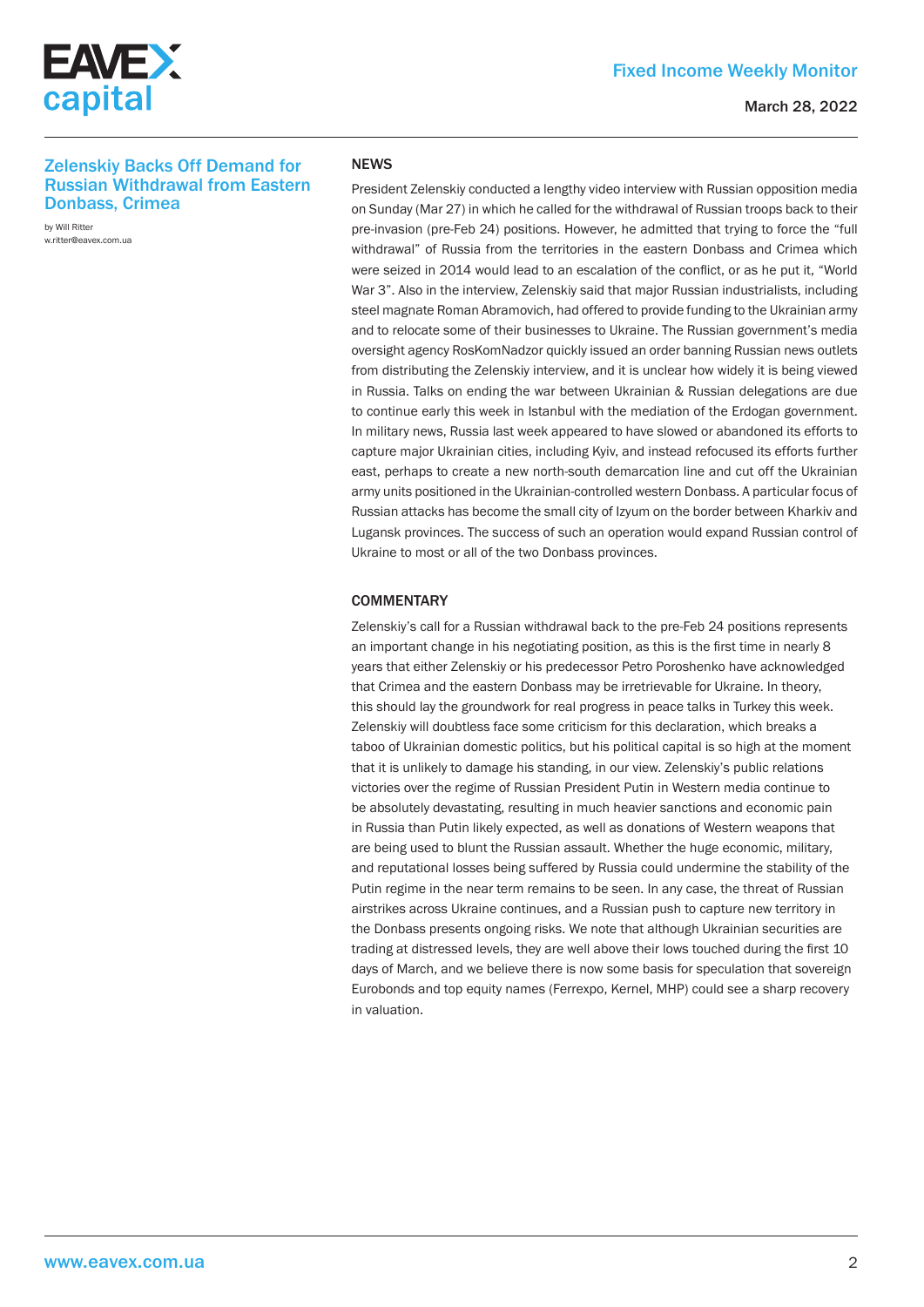## Zelenskiy Backs Off Demand for Russian Withdrawal from Eastern Donbass, Crimea

by Will Ritter
w.ritter@eavex.com.ua

### NEWS

President Zelenskiy conducted a lengthy video interview with Russian opposition media on Sunday (Mar 27) in which he called for the withdrawal of Russian troops back to their pre-invasion (pre-Feb 24) positions. However, he admitted that trying to force the "full withdrawal" of Russia from the territories in the eastern Donbass and Crimea which were seized in 2014 would lead to an escalation of the conflict, or as he put it, "World War 3". Also in the interview, Zelenskiy said that major Russian industrialists, including steel magnate Roman Abramovich, had offered to provide funding to the Ukrainian army and to relocate some of their businesses to Ukraine. The Russian government's media oversight agency RosKomNadzor quickly issued an order banning Russian news outlets from distributing the Zelenskiy interview, and it is unclear how widely it is being viewed in Russia. Talks on ending the war between Ukrainian & Russian delegations are due to continue early this week in Istanbul with the mediation of the Erdogan government. In military news, Russia last week appeared to have slowed or abandoned its efforts to capture major Ukrainian cities, including Kyiv, and instead refocused its efforts further east, perhaps to create a new north-south demarcation line and cut off the Ukrainian army units positioned in the Ukrainian-controlled western Donbass. A particular focus of Russian attacks has become the small city of Izyum on the border between Kharkiv and Lugansk provinces. The success of such an operation would expand Russian control of Ukraine to most or all of the two Donbass provinces.

### COMMENTARY

Zelenskiy's call for a Russian withdrawal back to the pre-Feb 24 positions represents an important change in his negotiating position, as this is the first time in nearly 8 years that either Zelenskiy or his predecessor Petro Poroshenko have acknowledged that Crimea and the eastern Donbass may be irretrievable for Ukraine. In theory, this should lay the groundwork for real progress in peace talks in Turkey this week. Zelenskiy will doubtless face some criticism for this declaration, which breaks a taboo of Ukrainian domestic politics, but his political capital is so high at the moment that it is unlikely to damage his standing, in our view. Zelenskiy's public relations victories over the regime of Russian President Putin in Western media continue to be absolutely devastating, resulting in much heavier sanctions and economic pain in Russia than Putin likely expected, as well as donations of Western weapons that are being used to blunt the Russian assault. Whether the huge economic, military, and reputational losses being suffered by Russia could undermine the stability of the Putin regime in the near term remains to be seen. In any case, the threat of Russian airstrikes across Ukraine continues, and a Russian push to capture new territory in the Donbass presents ongoing risks. We note that although Ukrainian securities are trading at distressed levels, they are well above their lows touched during the first 10 days of March, and we believe there is now some basis for speculation that sovereign Eurobonds and top equity names (Ferrexpo, Kernel, MHP) could see a sharp recovery in valuation.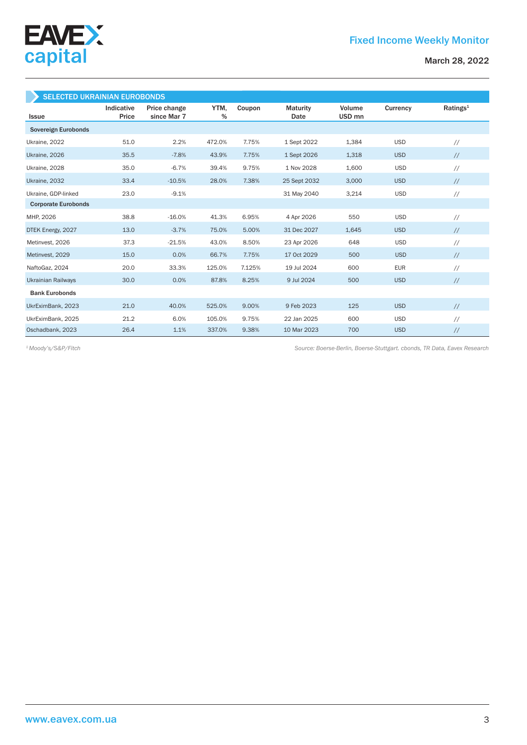## SELECTED UKRAINIAN EUROBONDS

| Issue | Indicative Price | Price change since Mar 7 | YTM, % | Coupon | Maturity Date | Volume USD mn | Currency | Ratings[1] |
|---|---|---|---|---|---|---|---|---|
| **Sovereign Eurobonds** | | | | | | | | |
| Ukraine, 2022 | 51.0 | 2.2% | 472.0% | 7.75% | 1 Sept 2022 | 1,384 | USD | // |
| Ukraine, 2026 | 35.5 | -7.8% | 43.9% | 7.75% | 1 Sept 2026 | 1,318 | USD | // |
| Ukraine, 2028 | 35.0 | -6.7% | 39.4% | 9.75% | 1 Nov 2028 | 1,600 | USD | // |
| Ukraine, 2032 | 33.4 | -10.5% | 28.0% | 7.38% | 25 Sept 2032 | 3,000 | USD | // |
| Ukraine, GDP-linked | 23.0 | -9.1% | | | 31 May 2040 | 3,214 | USD | // |
| **Corporate Eurobonds** | | | | | | | | |
| MHP, 2026 | 38.8 | -16.0% | 41.3% | 6.95% | 4 Apr 2026 | 550 | USD | // |
| DTEK Energy, 2027 | 13.0 | -3.7% | 75.0% | 5.00% | 31 Dec 2027 | 1,645 | USD | // |
| Metinvest, 2026 | 37.3 | -21.5% | 43.0% | 8.50% | 23 Apr 2026 | 648 | USD | // |
| Metinvest, 2029 | 15.0 | 0.0% | 66.7% | 7.75% | 17 Oct 2029 | 500 | USD | // |
| NaftoGaz, 2024 | 20.0 | 33.3% | 125.0% | 7.125% | 19 Jul 2024 | 600 | EUR | // |
| Ukrainian Railways | 30.0 | 0.0% | 87.8% | 8.25% | 9 Jul 2024 | 500 | USD | // |
| **Bank Eurobonds** | | | | | | | | |
| UkrEximBank, 2023 | 21.0 | 40.0% | 525.0% | 9.00% | 9 Feb 2023 | 125 | USD | // |
| UkrEximBank, 2025 | 21.2 | 6.0% | 105.0% | 9.75% | 22 Jan 2025 | 600 | USD | // |
| Oschadbank, 2023 | 26.4 | 1.1% | 337.0% | 9.38% | 10 Mar 2023 | 700 | USD | // |

*[1] Moody's/S&P/Fitch*

*Source: Boerse-Berlin, Boerse-Stuttgart. cbonds, TR Data, Eavex Research*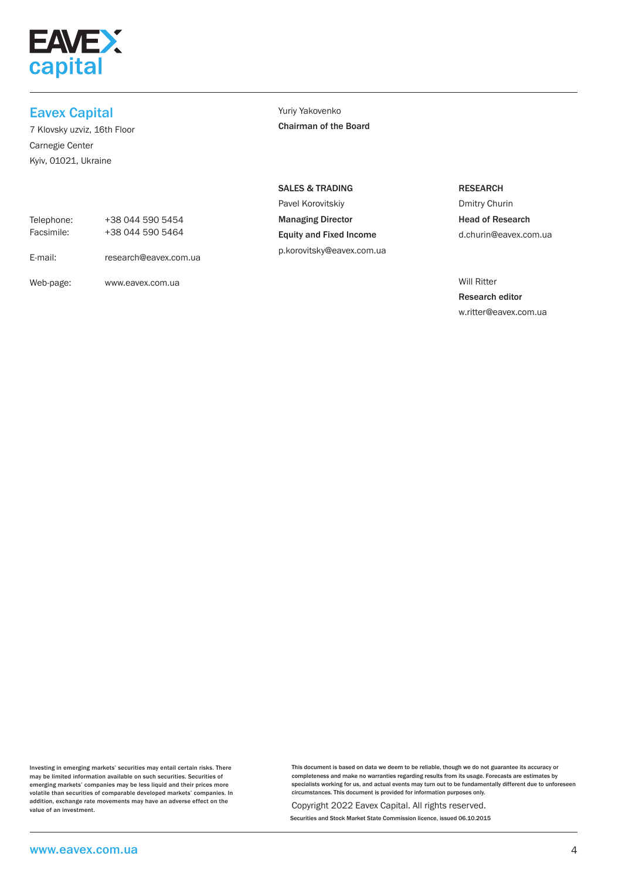EAVEX capital

## Eavex Capital

7 Klovsky uzviz, 16th Floor
Carnegie Center
Kyiv, 01021, Ukraine

Telephone: +38 044 590 5454
Facsimile: +38 044 590 5464

E-mail: research@eavex.com.ua

Web-page: www.eavex.com.ua

Yuriy Yakovenko
**Chairman of the Board**

**SALES & TRADING**
Pavel Korovitskiy
**Managing Director**
**Equity and Fixed Income**
p.korovitsky@eavex.com.ua

**RESEARCH**
Dmitry Churin
**Head of Research**
d.churin@eavex.com.ua

Will Ritter
**Research editor**
w.ritter@eavex.com.ua

Investing in emerging markets' securities may entail certain risks. There may be limited information available on such securities. Securities of emerging markets' companies may be less liquid and their prices more volatile than securities of comparable developed markets' companies. In addition, exchange rate movements may have an adverse effect on the value of an investment.

This document is based on data we deem to be reliable, though we do not guarantee its accuracy or completeness and make no warranties regarding results from its usage. Forecasts are estimates by specialists working for us, and actual events may turn out to be fundamentally different due to unforeseen circumstances. This document is provided for information purposes only.

Copyright 2022 Eavex Capital. All rights reserved.

Securities and Stock Market State Commission licence, issued 06.10.2015